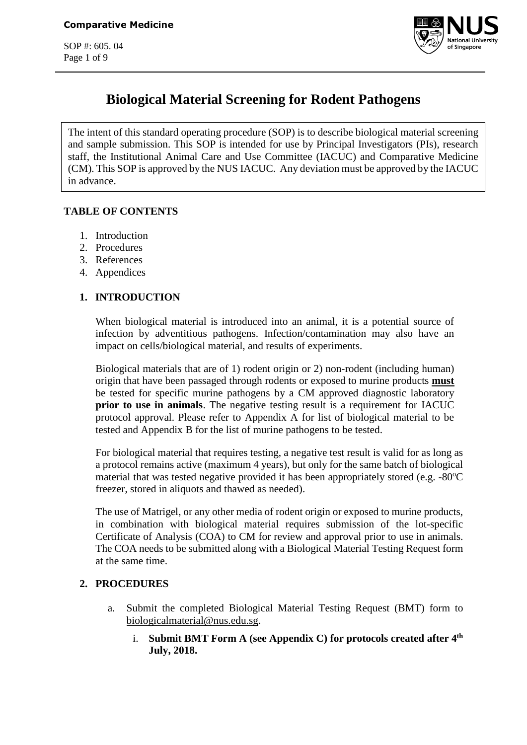# Biological Material Screening for Rodent Pathogens

The intent of this standard operating procedure (SOP) is to describe biological material screening and sample submission. This SOP is intended for use by Principal Investigators (PIs), research staff, the Institutional Animal Care and Use Committee (IACUC) and Comparative Medicine (CM). This SOP is approved by the NUS IACUC. Any deviation must be approved by the IACUC in advance.

**TABLE OF CONTENTS**

1. Introduction
2. Procedures
3. References
4. Appendices

## 1. INTRODUCTION

When biological material is introduced into an animal, it is a potential source of infection by adventitious pathogens. Infection/contamination may also have an impact on cells/biological material, and results of experiments.

Biological materials that are of 1) rodent origin or 2) non-rodent (including human) origin that have been passaged through rodents or exposed to murine products **must** be tested for specific murine pathogens by a CM approved diagnostic laboratory **prior to use in animals**. The negative testing result is a requirement for IACUC protocol approval. Please refer to Appendix A for list of biological material to be tested and Appendix B for the list of murine pathogens to be tested.

For biological material that requires testing, a negative test result is valid for as long as a protocol remains active (maximum 4 years), but only for the same batch of biological material that was tested negative provided it has been appropriately stored (e.g. -80°C freezer, stored in aliquots and thawed as needed).

The use of Matrigel, or any other media of rodent origin or exposed to murine products, in combination with biological material requires submission of the lot-specific Certificate of Analysis (COA) to CM for review and approval prior to use in animals. The COA needs to be submitted along with a Biological Material Testing Request form at the same time.

## 2. PROCEDURES

a. Submit the completed Biological Material Testing Request (BMT) form to biologicalmaterial@nus.edu.sg.

   i. **Submit BMT Form A (see Appendix C) for protocols created after 4th July, 2018.**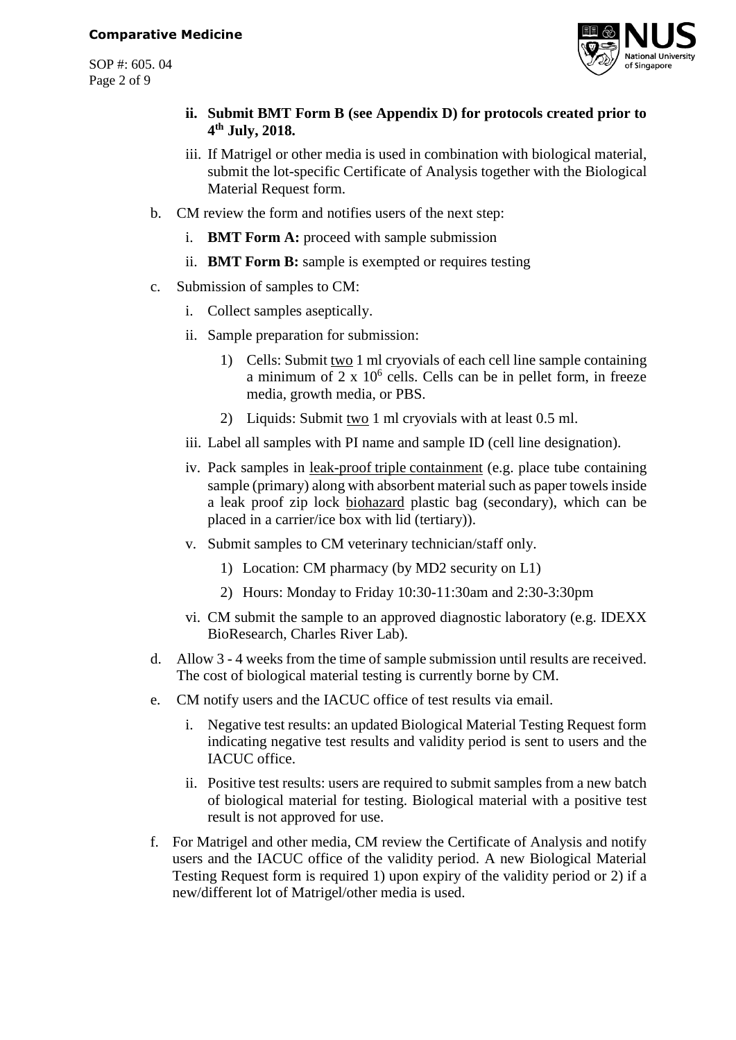- **ii. Submit BMT Form B (see Appendix D) for protocols created prior to 4th July, 2018.**
   - iii. If Matrigel or other media is used in combination with biological material, submit the lot-specific Certificate of Analysis together with the Biological Material Request form.

b. CM review the form and notifies users of the next step:

   - i. **BMT Form A:** proceed with sample submission
   - ii. **BMT Form B:** sample is exempted or requires testing

c. Submission of samples to CM:

   - i. Collect samples aseptically.
   - ii. Sample preparation for submission:
     1) Cells: Submit <u>two</u> 1 ml cryovials of each cell line sample containing a minimum of $2 \times 10^6$ cells. Cells can be in pellet form, in freeze media, growth media, or PBS.
     2) Liquids: Submit <u>two</u> 1 ml cryovials with at least 0.5 ml.
   - iii. Label all samples with PI name and sample ID (cell line designation).
   - iv. Pack samples in <u>leak-proof triple containment</u> (e.g. place tube containing sample (primary) along with absorbent material such as paper towels inside a leak proof zip lock <u>biohazard</u> plastic bag (secondary), which can be placed in a carrier/ice box with lid (tertiary)).
   - v. Submit samples to CM veterinary technician/staff only.
     1) Location: CM pharmacy (by MD2 security on L1)
     2) Hours: Monday to Friday 10:30-11:30am and 2:30-3:30pm
   - vi. CM submit the sample to an approved diagnostic laboratory (e.g. IDEXX BioResearch, Charles River Lab).

d. Allow 3 - 4 weeks from the time of sample submission until results are received. The cost of biological material testing is currently borne by CM.

e. CM notify users and the IACUC office of test results via email.

   - i. Negative test results: an updated Biological Material Testing Request form indicating negative test results and validity period is sent to users and the IACUC office.
   - ii. Positive test results: users are required to submit samples from a new batch of biological material for testing. Biological material with a positive test result is not approved for use.

f. For Matrigel and other media, CM review the Certificate of Analysis and notify users and the IACUC office of the validity period. A new Biological Material Testing Request form is required 1) upon expiry of the validity period or 2) if a new/different lot of Matrigel/other media is used.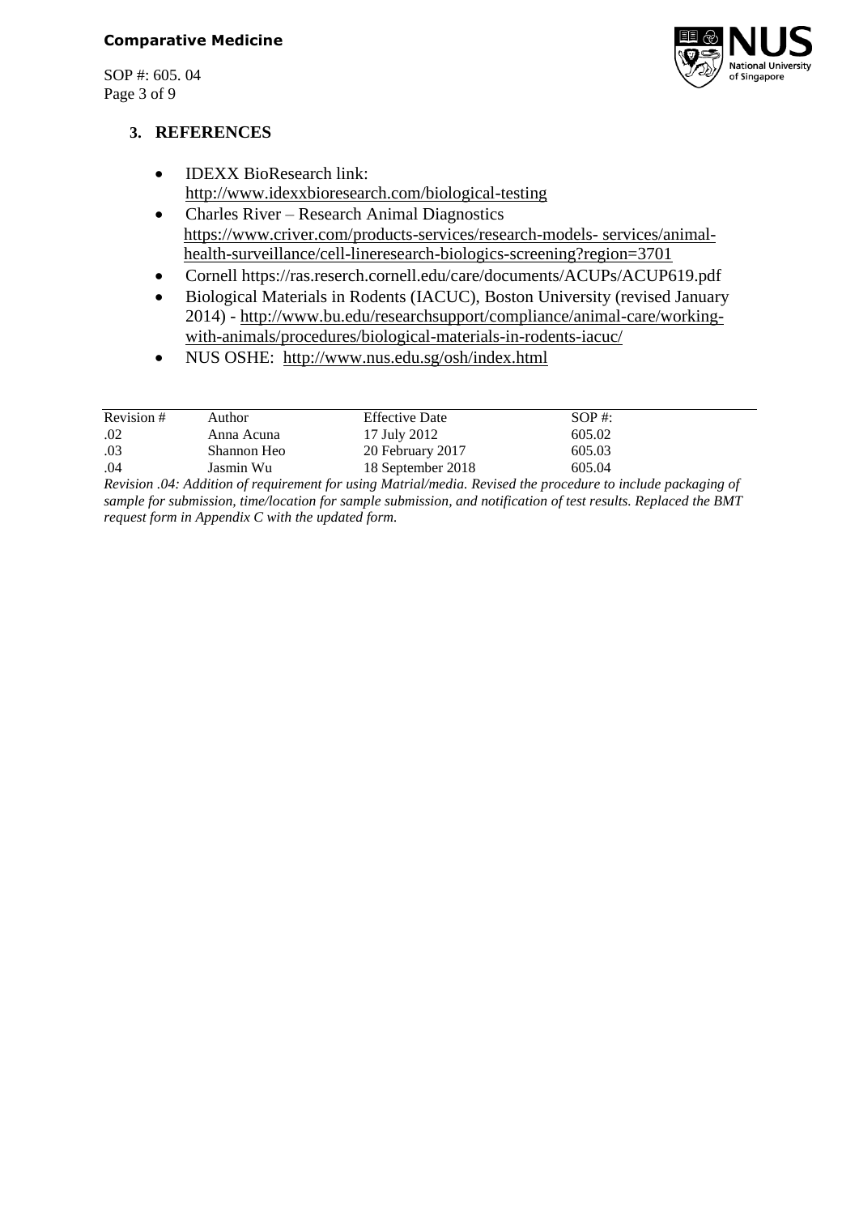## 3. REFERENCES

- IDEXX BioResearch link: http://www.idexxbioresearch.com/biological-testing
- Charles River – Research Animal Diagnostics https://www.criver.com/products-services/research-models- services/animal-health-surveillance/cell-lineresearch-biologics-screening?region=3701
- Cornell https://ras.reserch.cornell.edu/care/documents/ACUPs/ACUP619.pdf
- Biological Materials in Rodents (IACUC), Boston University (revised January 2014) - http://www.bu.edu/researchsupport/compliance/animal-care/working-with-animals/procedures/biological-materials-in-rodents-iacuc/
- NUS OSHE: http://www.nus.edu.sg/osh/index.html

| Revision # | Author | Effective Date | SOP #: |
|---|---|---|---|
| .02 | Anna Acuna | 17 July 2012 | 605.02 |
| .03 | Shannon Heo | 20 February 2017 | 605.03 |
| .04 | Jasmin Wu | 18 September 2018 | 605.04 |

*Revision .04: Addition of requirement for using Matrial/media. Revised the procedure to include packaging of sample for submission, time/location for sample submission, and notification of test results. Replaced the BMT request form in Appendix C with the updated form.*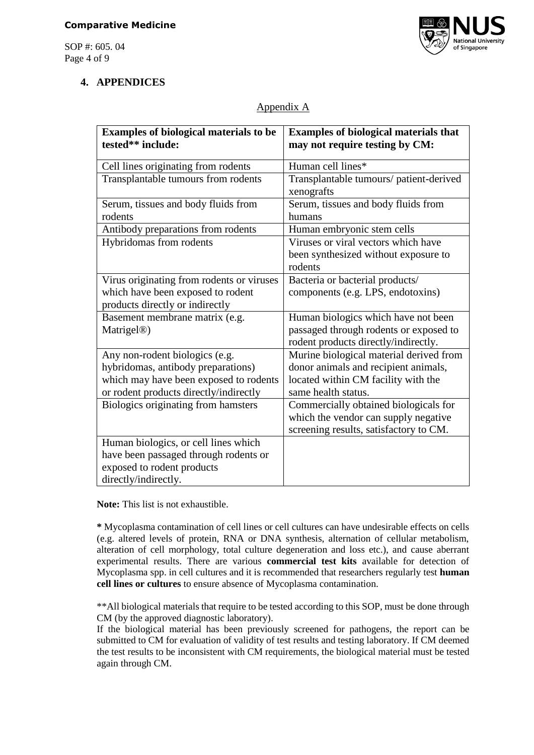## 4. APPENDICES

Appendix A

| Examples of biological materials to be tested** include: | Examples of biological materials that may not require testing by CM: |
| --- | --- |
| Cell lines originating from rodents | Human cell lines* |
| Transplantable tumours from rodents | Transplantable tumours/ patient-derived xenografts |
| Serum, tissues and body fluids from rodents | Serum, tissues and body fluids from humans |
| Antibody preparations from rodents | Human embryonic stem cells |
| Hybridomas from rodents | Viruses or viral vectors which have been synthesized without exposure to rodents |
| Virus originating from rodents or viruses which have been exposed to rodent products directly or indirectly | Bacteria or bacterial products/ components (e.g. LPS, endotoxins) |
| Basement membrane matrix (e.g. Matrigel®) | Human biologics which have not been passaged through rodents or exposed to rodent products directly/indirectly. |
| Any non-rodent biologics (e.g. hybridomas, antibody preparations) which may have been exposed to rodents or rodent products directly/indirectly | Murine biological material derived from donor animals and recipient animals, located within CM facility with the same health status. |
| Biologics originating from hamsters | Commercially obtained biologicals for which the vendor can supply negative screening results, satisfactory to CM. |
| Human biologics, or cell lines which have been passaged through rodents or exposed to rodent products directly/indirectly. | |

**Note:** This list is not exhaustible.

**\*** Mycoplasma contamination of cell lines or cell cultures can have undesirable effects on cells (e.g. altered levels of protein, RNA or DNA synthesis, alternation of cellular metabolism, alteration of cell morphology, total culture degeneration and loss etc.), and cause aberrant experimental results. There are various **commercial test kits** available for detection of Mycoplasma spp. in cell cultures and it is recommended that researchers regularly test **human cell lines or cultures** to ensure absence of Mycoplasma contamination.

**All biological materials that require to be tested according to this SOP, must be done through CM (by the approved diagnostic laboratory).

If the biological material has been previously screened for pathogens, the report can be submitted to CM for evaluation of validity of test results and testing laboratory. If CM deemed the test results to be inconsistent with CM requirements, the biological material must be tested again through CM.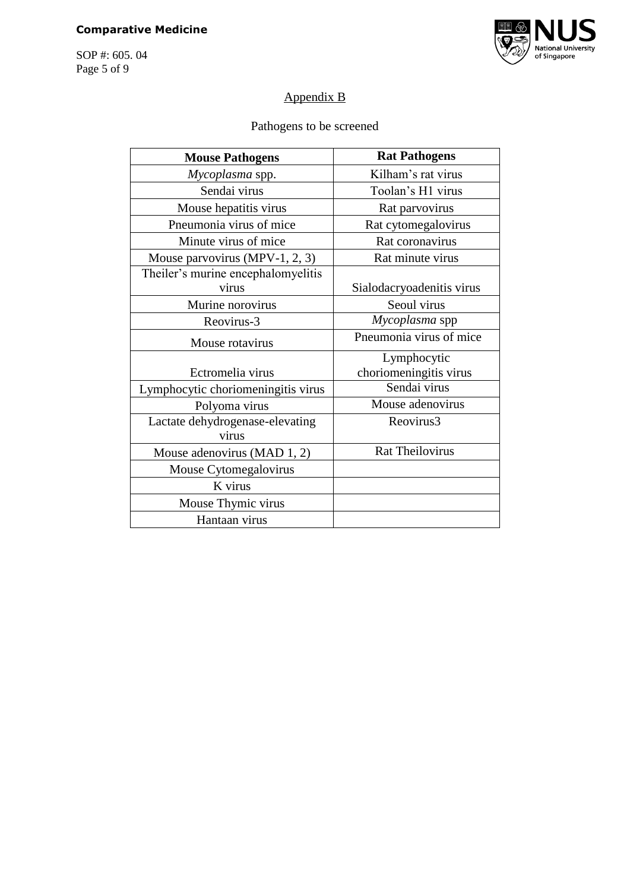## Appendix B

Pathogens to be screened

| Mouse Pathogens | Rat Pathogens |
|---|---|
| *Mycoplasma* spp. | Kilham's rat virus |
| Sendai virus | Toolan's H1 virus |
| Mouse hepatitis virus | Rat parvovirus |
| Pneumonia virus of mice | Rat cytomegalovirus |
| Minute virus of mice | Rat coronavirus |
| Mouse parvovirus (MPV-1, 2, 3) | Rat minute virus |
| Theiler's murine encephalomyelitis virus | Sialodacryoadenitis virus |
| Murine norovirus | Seoul virus |
| Reovirus-3 | *Mycoplasma* spp |
| Mouse rotavirus | Pneumonia virus of mice |
| Ectromelia virus | Lymphocytic choriomeningitis virus |
| Lymphocytic choriomeningitis virus | Sendai virus |
| Polyoma virus | Mouse adenovirus |
| Lactate dehydrogenase-elevating virus | Reovirus3 |
| Mouse adenovirus (MAD 1, 2) | Rat Theilovirus |
| Mouse Cytomegalovirus | |
| K virus | |
| Mouse Thymic virus | |
| Hantaan virus | |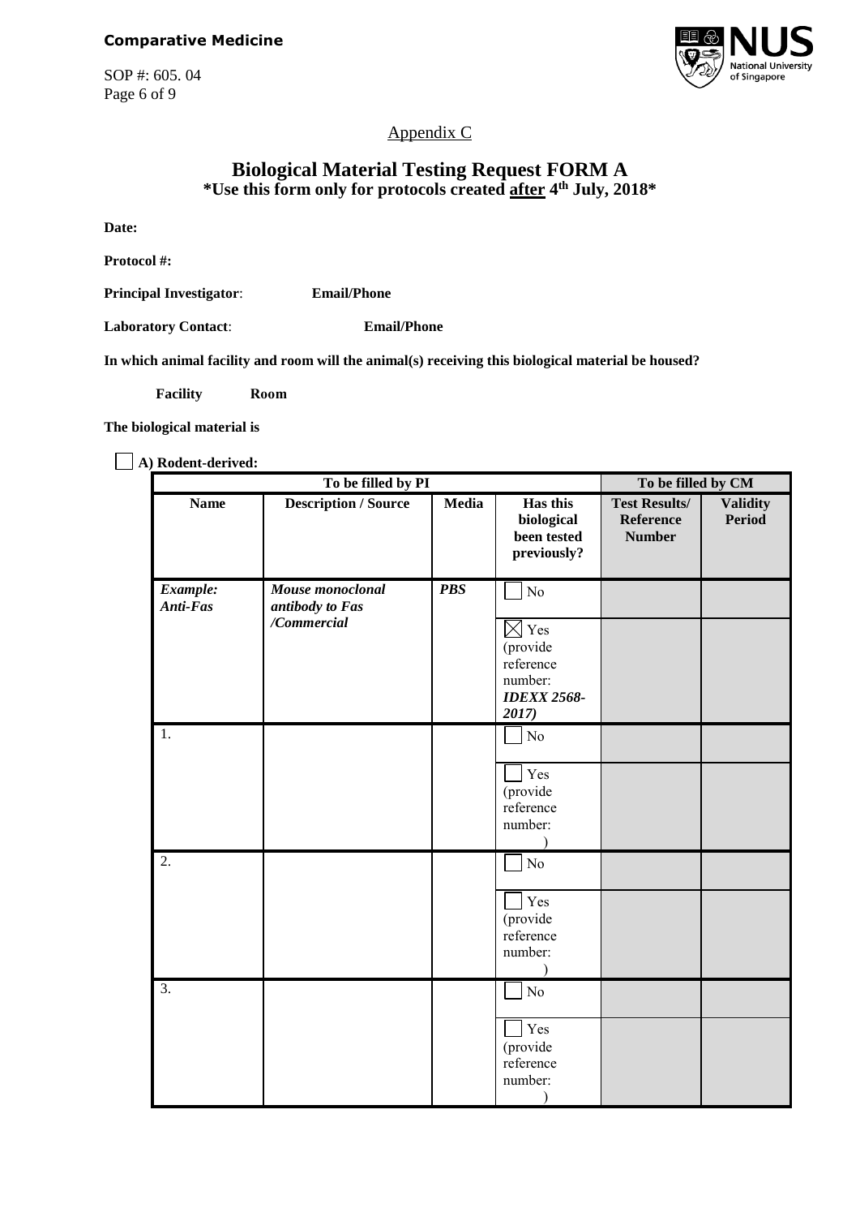Appendix C

# Biological Material Testing Request FORM A

**\*Use this form only for protocols created after 4th July, 2018\***

**Date:**

**Protocol #:**

**Principal Investigator**: **Email/Phone**

**Laboratory Contact**: **Email/Phone**

**In which animal facility and room will the animal(s) receiving this biological material be housed?**

**Facility** **Room**

**The biological material is**

☐ **A) Rodent-derived:**

| To be filled by PI | | | | To be filled by CM | |
|---|---|---|---|---|---|
| **Name** | **Description / Source** | **Media** | **Has this biological been tested previously?** | **Test Results/ Reference Number** | **Validity Period** |
| ***Example: Anti-Fas*** | ***Mouse monoclonal antibody to Fas /Commercial*** | ***PBS*** | ☐ No | | |
| | | | ☒ Yes (provide reference number: ***IDEXX 2568-2017)*** | | |
| 1. | | | ☐ No | | |
| | | | ☐ Yes (provide reference number: ) | | |
| 2. | | | ☐ No | | |
| | | | ☐ Yes (provide reference number: ) | | |
| 3. | | | ☐ No | | |
| | | | ☐ Yes (provide reference number: ) | | |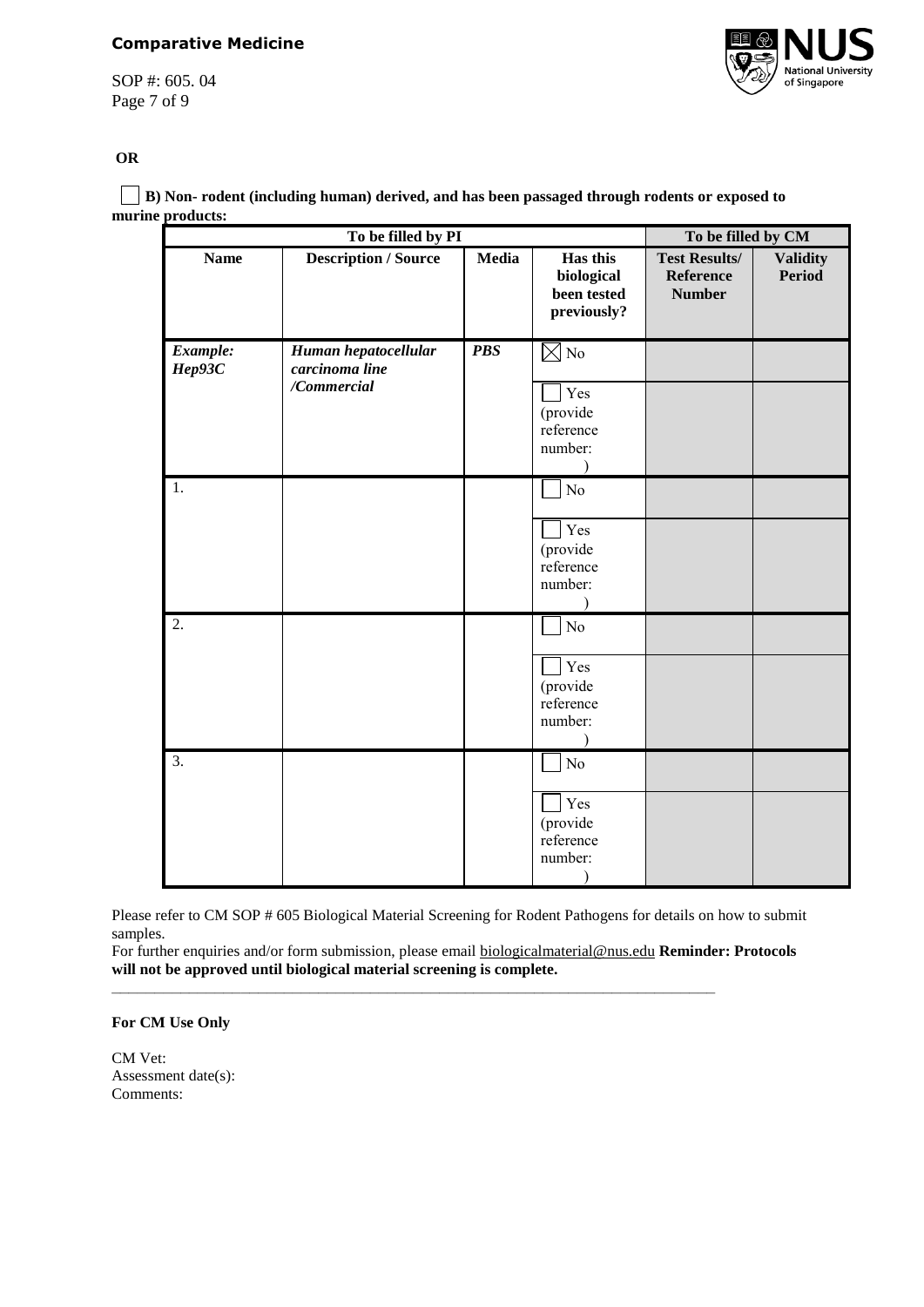**OR**

☐ **B) Non- rodent (including human) derived, and has been passaged through rodents or exposed to murine products:**

| To be filled by PI | | | | To be filled by CM | |
|---|---|---|---|---|---|
| **Name** | **Description / Source** | **Media** | **Has this biological been tested previously?** | **Test Results/ Reference Number** | **Validity Period** |
| ***Example: Hep93C*** | ***Human hepatocellular carcinoma line /Commercial*** | ***PBS*** | ☒ No | | |
| | | | ☐ Yes (provide reference number: ) | | |
| 1. | | | ☐ No | | |
| | | | ☐ Yes (provide reference number: ) | | |
| 2. | | | ☐ No | | |
| | | | ☐ Yes (provide reference number: ) | | |
| 3. | | | ☐ No | | |
| | | | ☐ Yes (provide reference number: ) | | |

Please refer to CM SOP # 605 Biological Material Screening for Rodent Pathogens for details on how to submit samples.
For further enquiries and/or form submission, please email biologicalmaterial@nus.edu **Reminder: Protocols will not be approved until biological material screening is complete.**

---

**For CM Use Only**

CM Vet:
Assessment date(s):
Comments: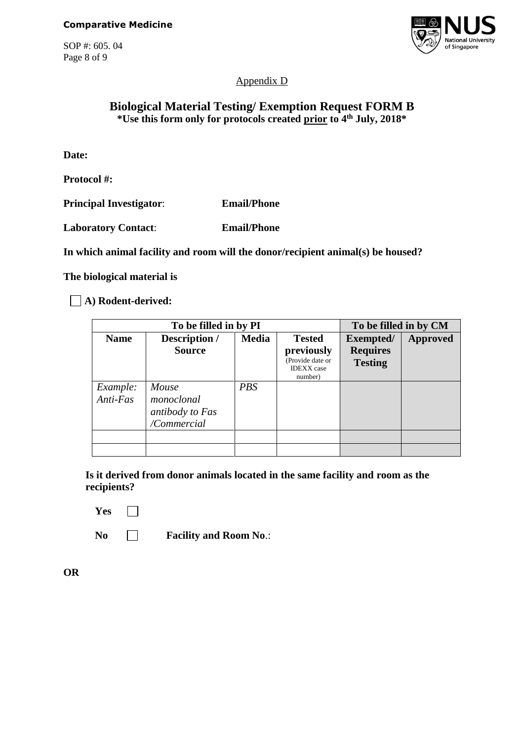Appendix D

# Biological Material Testing/ Exemption Request FORM B

**\*Use this form only for protocols created prior to 4th July, 2018\***

**Date:**

**Protocol #:**

**Principal Investigator**: **Email/Phone**

**Laboratory Contact**: **Email/Phone**

**In which animal facility and room will the donor/recipient animal(s) be housed?**

**The biological material is**

☐ **A) Rodent-derived:**

| To be filled in by PI | | | | To be filled in by CM | |
|---|---|---|---|---|---|
| **Name** | **Description / Source** | **Media** | **Tested previously** (Provide date or IDEXX case number) | **Exempted/ Requires Testing** | **Approved** |
| *Example: Anti-Fas* | *Mouse monoclonal antibody to Fas /Commercial* | *PBS* | | | |
| | | | | | |
| | | | | | |

**Is it derived from donor animals located in the same facility and room as the recipients?**

**Yes** ☐

**No** ☐ **Facility and Room No**.:

**OR**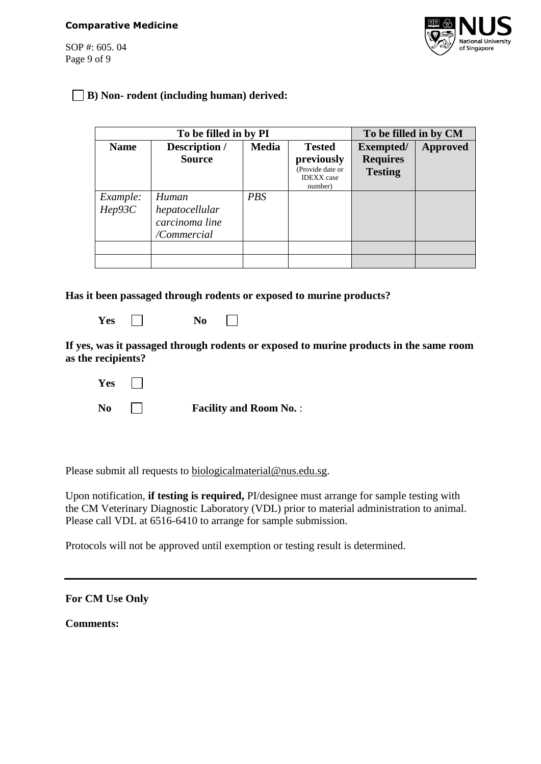☐ **B) Non- rodent (including human) derived:**

| To be filled in by PI | | | | To be filled in by CM | |
|---|---|---|---|---|---|
| **Name** | **Description / Source** | **Media** | **Tested previously** (Provide date or IDEXX case number) | **Exempted/ Requires Testing** | **Approved** |
| *Example: Hep93C* | *Human hepatocellular carcinoma line /Commercial* | *PBS* | | | |
| | | | | | |
| | | | | | |

**Has it been passaged through rodents or exposed to murine products?**

**Yes** ☐ **No** ☐

**If yes, was it passaged through rodents or exposed to murine products in the same room as the recipients?**

**Yes** ☐

**No** ☐ **Facility and Room No.** :

Please submit all requests to biologicalmaterial@nus.edu.sg.

Upon notification, **if testing is required,** PI/designee must arrange for sample testing with the CM Veterinary Diagnostic Laboratory (VDL) prior to material administration to animal. Please call VDL at 6516-6410 to arrange for sample submission.

Protocols will not be approved until exemption or testing result is determined.

---

**For CM Use Only**

**Comments:**